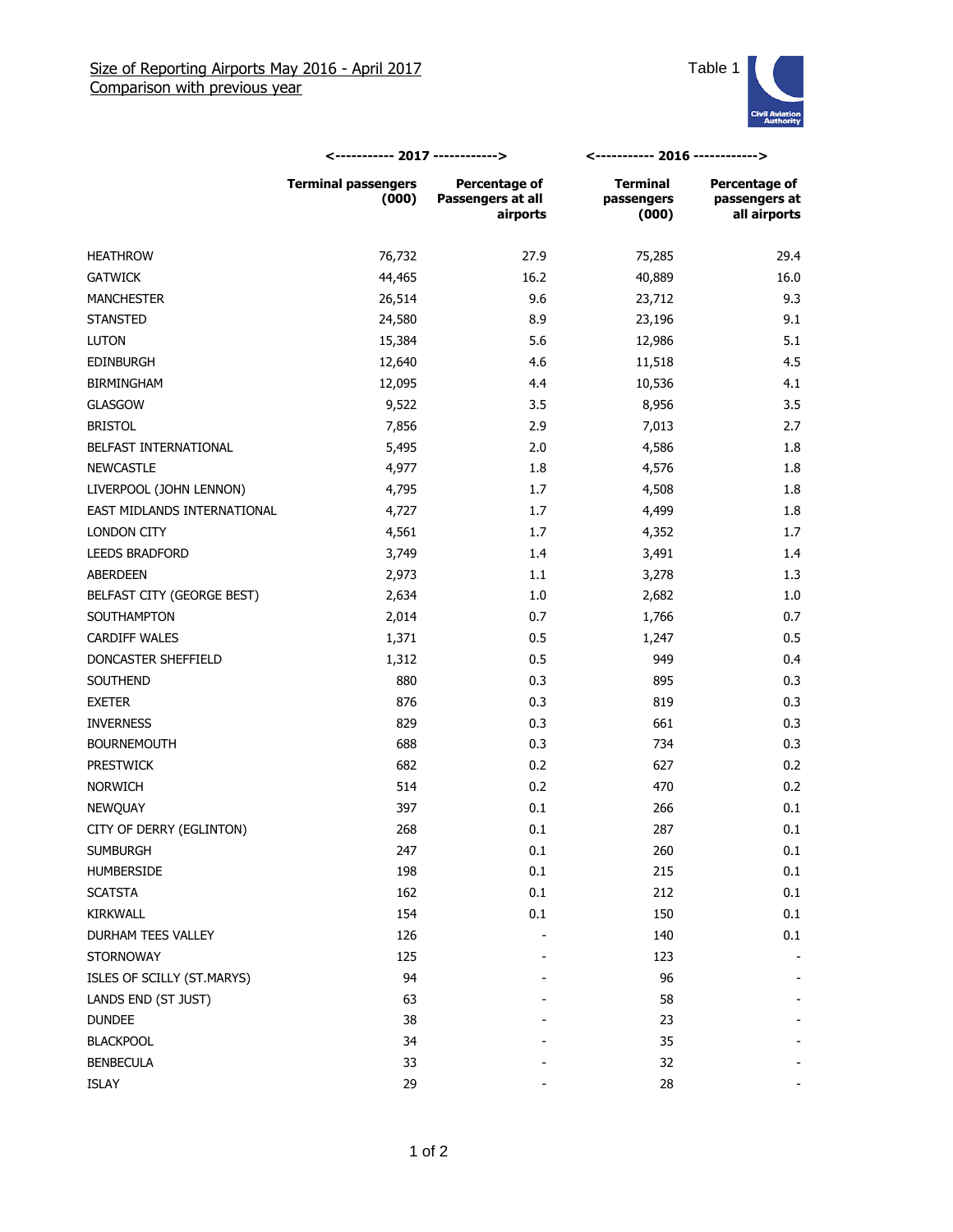Size of Reporting Airports May 2016 - April 2017
Comparison with previous year

Table 1

| | 2017 | | 2016 | |
|---|---|---|---|---|
| | Terminal passengers (000) | Percentage of Passengers at all airports | Terminal passengers (000) | Percentage of passengers at all airports |
| HEATHROW | 76,732 | 27.9 | 75,285 | 29.4 |
| GATWICK | 44,465 | 16.2 | 40,889 | 16.0 |
| MANCHESTER | 26,514 | 9.6 | 23,712 | 9.3 |
| STANSTED | 24,580 | 8.9 | 23,196 | 9.1 |
| LUTON | 15,384 | 5.6 | 12,986 | 5.1 |
| EDINBURGH | 12,640 | 4.6 | 11,518 | 4.5 |
| BIRMINGHAM | 12,095 | 4.4 | 10,536 | 4.1 |
| GLASGOW | 9,522 | 3.5 | 8,956 | 3.5 |
| BRISTOL | 7,856 | 2.9 | 7,013 | 2.7 |
| BELFAST INTERNATIONAL | 5,495 | 2.0 | 4,586 | 1.8 |
| NEWCASTLE | 4,977 | 1.8 | 4,576 | 1.8 |
| LIVERPOOL (JOHN LENNON) | 4,795 | 1.7 | 4,508 | 1.8 |
| EAST MIDLANDS INTERNATIONAL | 4,727 | 1.7 | 4,499 | 1.8 |
| LONDON CITY | 4,561 | 1.7 | 4,352 | 1.7 |
| LEEDS BRADFORD | 3,749 | 1.4 | 3,491 | 1.4 |
| ABERDEEN | 2,973 | 1.1 | 3,278 | 1.3 |
| BELFAST CITY (GEORGE BEST) | 2,634 | 1.0 | 2,682 | 1.0 |
| SOUTHAMPTON | 2,014 | 0.7 | 1,766 | 0.7 |
| CARDIFF WALES | 1,371 | 0.5 | 1,247 | 0.5 |
| DONCASTER SHEFFIELD | 1,312 | 0.5 | 949 | 0.4 |
| SOUTHEND | 880 | 0.3 | 895 | 0.3 |
| EXETER | 876 | 0.3 | 819 | 0.3 |
| INVERNESS | 829 | 0.3 | 661 | 0.3 |
| BOURNEMOUTH | 688 | 0.3 | 734 | 0.3 |
| PRESTWICK | 682 | 0.2 | 627 | 0.2 |
| NORWICH | 514 | 0.2 | 470 | 0.2 |
| NEWQUAY | 397 | 0.1 | 266 | 0.1 |
| CITY OF DERRY (EGLINTON) | 268 | 0.1 | 287 | 0.1 |
| SUMBURGH | 247 | 0.1 | 260 | 0.1 |
| HUMBERSIDE | 198 | 0.1 | 215 | 0.1 |
| SCATSTA | 162 | 0.1 | 212 | 0.1 |
| KIRKWALL | 154 | 0.1 | 150 | 0.1 |
| DURHAM TEES VALLEY | 126 | - | 140 | 0.1 |
| STORNOWAY | 125 | - | 123 | - |
| ISLES OF SCILLY (ST.MARYS) | 94 | - | 96 | - |
| LANDS END (ST JUST) | 63 | - | 58 | - |
| DUNDEE | 38 | - | 23 | - |
| BLACKPOOL | 34 | - | 35 | - |
| BENBECULA | 33 | - | 32 | - |
| ISLAY | 29 | - | 28 | - |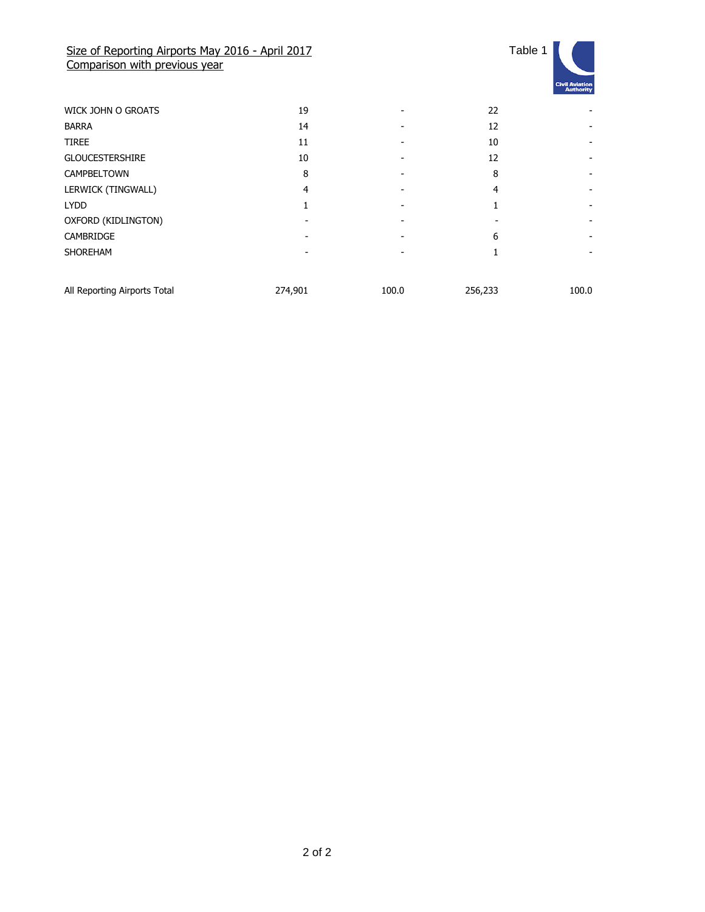Size of Reporting Airports May 2016 - April 2017
Comparison with previous year

Table 1

| | | | | |
|---|---|---|---|---|
| WICK JOHN O GROATS | 19 | - | 22 | - |
| BARRA | 14 | - | 12 | - |
| TIREE | 11 | - | 10 | - |
| GLOUCESTERSHIRE | 10 | - | 12 | - |
| CAMPBELTOWN | 8 | - | 8 | - |
| LERWICK (TINGWALL) | 4 | - | 4 | - |
| LYDD | 1 | - | 1 | - |
| OXFORD (KIDLINGTON) | - | - | - | - |
| CAMBRIDGE | - | - | 6 | - |
| SHOREHAM | - | - | 1 | - |
| All Reporting Airports Total | 274,901 | 100.0 | 256,233 | 100.0 |